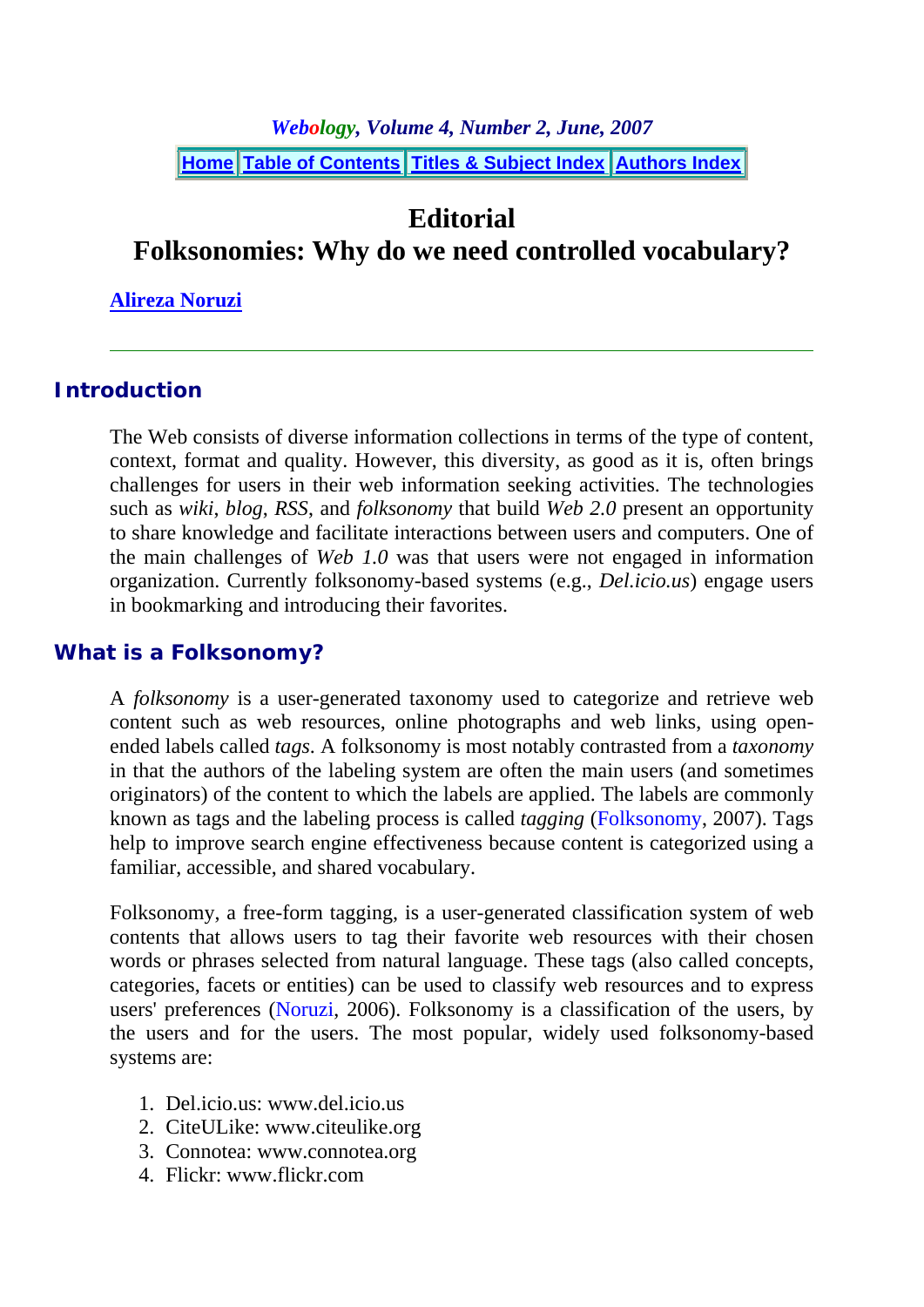*Webology*, *Volume 4*, *Number 2*, *June*, *2007*

Home | Table of Contents | Titles & Subject Index | Authors Index

# Editorial
# Folksonomies: Why do we need controlled vocabulary?

**Alireza Noruzi**

---

## Introduction

The Web consists of diverse information collections in terms of the type of content, context, format and quality. However, this diversity, as good as it is, often brings challenges for users in their web information seeking activities. The technologies such as *wiki*, *blog*, *RSS*, and *folksonomy* that build *Web 2.0* present an opportunity to share knowledge and facilitate interactions between users and computers. One of the main challenges of *Web 1.0* was that users were not engaged in information organization. Currently folksonomy-based systems (e.g., *Del.icio.us*) engage users in bookmarking and introducing their favorites.

## What is a Folksonomy?

A *folksonomy* is a user-generated taxonomy used to categorize and retrieve web content such as web resources, online photographs and web links, using open-ended labels called *tags*. A folksonomy is most notably contrasted from a *taxonomy* in that the authors of the labeling system are often the main users (and sometimes originators) of the content to which the labels are applied. The labels are commonly known as tags and the labeling process is called *tagging* (Folksonomy, 2007). Tags help to improve search engine effectiveness because content is categorized using a familiar, accessible, and shared vocabulary.

Folksonomy, a free-form tagging, is a user-generated classification system of web contents that allows users to tag their favorite web resources with their chosen words or phrases selected from natural language. These tags (also called concepts, categories, facets or entities) can be used to classify web resources and to express users' preferences (Noruzi, 2006). Folksonomy is a classification of the users, by the users and for the users. The most popular, widely used folksonomy-based systems are:

1. Del.icio.us: www.del.icio.us
2. CiteULike: www.citeulike.org
3. Connotea: www.connotea.org
4. Flickr: www.flickr.com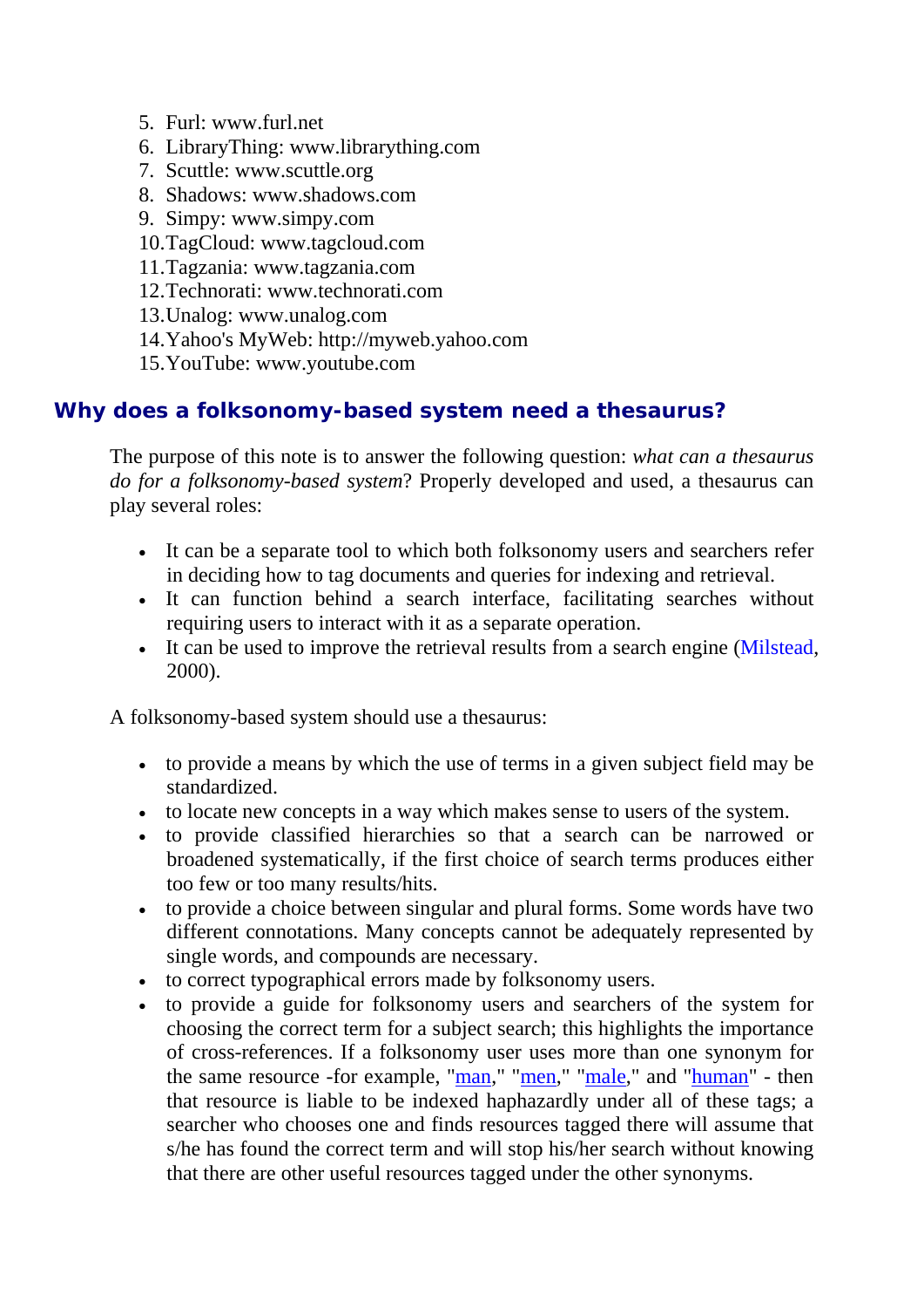5. Furl: www.furl.net
6. LibraryThing: www.librarything.com
7. Scuttle: www.scuttle.org
8. Shadows: www.shadows.com
9. Simpy: www.simpy.com
10. TagCloud: www.tagcloud.com
11. Tagzania: www.tagzania.com
12. Technorati: www.technorati.com
13. Unalog: www.unalog.com
14. Yahoo's MyWeb: http://myweb.yahoo.com
15. YouTube: www.youtube.com

## Why does a folksonomy-based system need a thesaurus?

The purpose of this note is to answer the following question: *what can a thesaurus do for a folksonomy-based system*? Properly developed and used, a thesaurus can play several roles:

- It can be a separate tool to which both folksonomy users and searchers refer in deciding how to tag documents and queries for indexing and retrieval.
- It can function behind a search interface, facilitating searches without requiring users to interact with it as a separate operation.
- It can be used to improve the retrieval results from a search engine (Milstead, 2000).

A folksonomy-based system should use a thesaurus:

- to provide a means by which the use of terms in a given subject field may be standardized.
- to locate new concepts in a way which makes sense to users of the system.
- to provide classified hierarchies so that a search can be narrowed or broadened systematically, if the first choice of search terms produces either too few or too many results/hits.
- to provide a choice between singular and plural forms. Some words have two different connotations. Many concepts cannot be adequately represented by single words, and compounds are necessary.
- to correct typographical errors made by folksonomy users.
- to provide a guide for folksonomy users and searchers of the system for choosing the correct term for a subject search; this highlights the importance of cross-references. If a folksonomy user uses more than one synonym for the same resource -for example, "man," "men," "male," and "human" - then that resource is liable to be indexed haphazardly under all of these tags; a searcher who chooses one and finds resources tagged there will assume that s/he has found the correct term and will stop his/her search without knowing that there are other useful resources tagged under the other synonyms.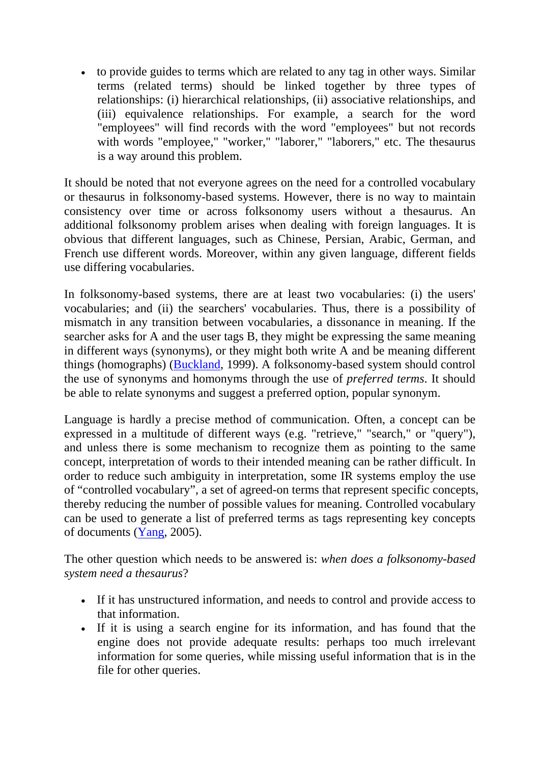- to provide guides to terms which are related to any tag in other ways. Similar terms (related terms) should be linked together by three types of relationships: (i) hierarchical relationships, (ii) associative relationships, and (iii) equivalence relationships. For example, a search for the word "employees" will find records with the word "employees" but not records with words "employee," "worker," "laborer," "laborers," etc. The thesaurus is a way around this problem.

It should be noted that not everyone agrees on the need for a controlled vocabulary or thesaurus in folksonomy-based systems. However, there is no way to maintain consistency over time or across folksonomy users without a thesaurus. An additional folksonomy problem arises when dealing with foreign languages. It is obvious that different languages, such as Chinese, Persian, Arabic, German, and French use different words. Moreover, within any given language, different fields use differing vocabularies.

In folksonomy-based systems, there are at least two vocabularies: (i) the users' vocabularies; and (ii) the searchers' vocabularies. Thus, there is a possibility of mismatch in any transition between vocabularies, a dissonance in meaning. If the searcher asks for A and the user tags B, they might be expressing the same meaning in different ways (synonyms), or they might both write A and be meaning different things (homographs) (Buckland, 1999). A folksonomy-based system should control the use of synonyms and homonyms through the use of *preferred terms*. It should be able to relate synonyms and suggest a preferred option, popular synonym.

Language is hardly a precise method of communication. Often, a concept can be expressed in a multitude of different ways (e.g. "retrieve," "search," or "query"), and unless there is some mechanism to recognize them as pointing to the same concept, interpretation of words to their intended meaning can be rather difficult. In order to reduce such ambiguity in interpretation, some IR systems employ the use of “controlled vocabulary”, a set of agreed-on terms that represent specific concepts, thereby reducing the number of possible values for meaning. Controlled vocabulary can be used to generate a list of preferred terms as tags representing key concepts of documents (Yang, 2005).

The other question which needs to be answered is: *when does a folksonomy-based system need a thesaurus*?

- If it has unstructured information, and needs to control and provide access to that information.
- If it is using a search engine for its information, and has found that the engine does not provide adequate results: perhaps too much irrelevant information for some queries, while missing useful information that is in the file for other queries.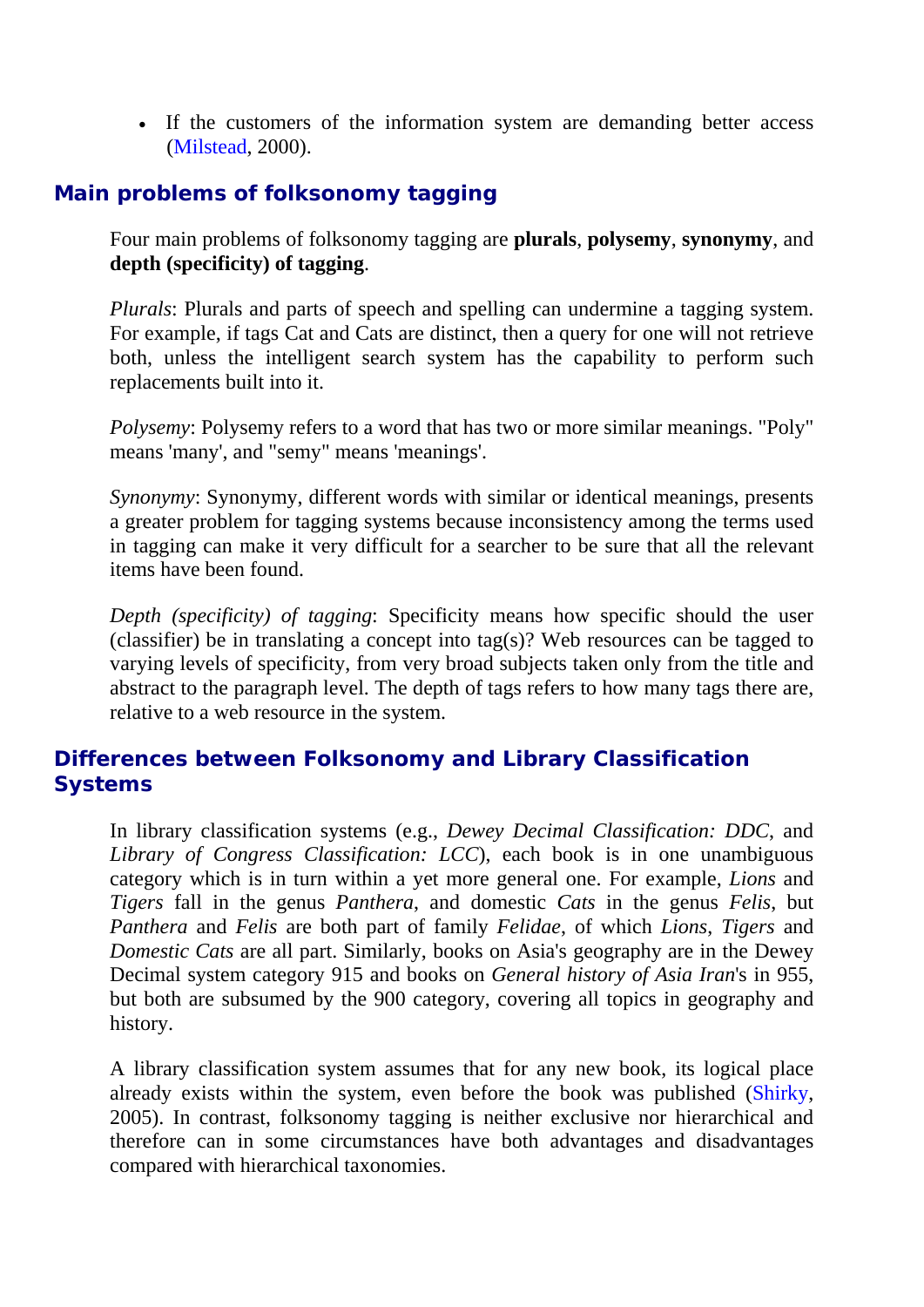- If the customers of the information system are demanding better access (Milstead, 2000).

## Main problems of folksonomy tagging

Four main problems of folksonomy tagging are **plurals**, **polysemy**, **synonymy**, and **depth (specificity) of tagging**.

*Plurals*: Plurals and parts of speech and spelling can undermine a tagging system. For example, if tags Cat and Cats are distinct, then a query for one will not retrieve both, unless the intelligent search system has the capability to perform such replacements built into it.

*Polysemy*: Polysemy refers to a word that has two or more similar meanings. "Poly" means 'many', and "semy" means 'meanings'.

*Synonymy*: Synonymy, different words with similar or identical meanings, presents a greater problem for tagging systems because inconsistency among the terms used in tagging can make it very difficult for a searcher to be sure that all the relevant items have been found.

*Depth (specificity) of tagging*: Specificity means how specific should the user (classifier) be in translating a concept into tag(s)? Web resources can be tagged to varying levels of specificity, from very broad subjects taken only from the title and abstract to the paragraph level. The depth of tags refers to how many tags there are, relative to a web resource in the system.

## Differences between Folksonomy and Library Classification Systems

In library classification systems (e.g., *Dewey Decimal Classification: DDC*, and *Library of Congress Classification: LCC*), each book is in one unambiguous category which is in turn within a yet more general one. For example, *Lions* and *Tigers* fall in the genus *Panthera*, and domestic *Cats* in the genus *Felis*, but *Panthera* and *Felis* are both part of family *Felidae*, of which *Lions*, *Tigers* and *Domestic Cats* are all part. Similarly, books on Asia's geography are in the Dewey Decimal system category 915 and books on *General history of Asia Iran*'s in 955, but both are subsumed by the 900 category, covering all topics in geography and history.

A library classification system assumes that for any new book, its logical place already exists within the system, even before the book was published (Shirky, 2005). In contrast, folksonomy tagging is neither exclusive nor hierarchical and therefore can in some circumstances have both advantages and disadvantages compared with hierarchical taxonomies.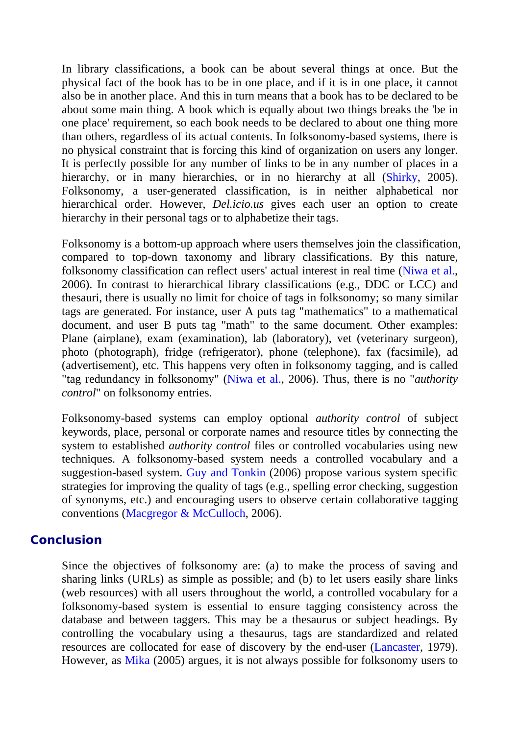In library classifications, a book can be about several things at once. But the physical fact of the book has to be in one place, and if it is in one place, it cannot also be in another place. And this in turn means that a book has to be declared to be about some main thing. A book which is equally about two things breaks the 'be in one place' requirement, so each book needs to be declared to about one thing more than others, regardless of its actual contents. In folksonomy-based systems, there is no physical constraint that is forcing this kind of organization on users any longer. It is perfectly possible for any number of links to be in any number of places in a hierarchy, or in many hierarchies, or in no hierarchy at all (Shirky, 2005). Folksonomy, a user-generated classification, is in neither alphabetical nor hierarchical order. However, *Del.icio.us* gives each user an option to create hierarchy in their personal tags or to alphabetize their tags.

Folksonomy is a bottom-up approach where users themselves join the classification, compared to top-down taxonomy and library classifications. By this nature, folksonomy classification can reflect users' actual interest in real time (Niwa et al., 2006). In contrast to hierarchical library classifications (e.g., DDC or LCC) and thesauri, there is usually no limit for choice of tags in folksonomy; so many similar tags are generated. For instance, user A puts tag "mathematics" to a mathematical document, and user B puts tag "math" to the same document. Other examples: Plane (airplane), exam (examination), lab (laboratory), vet (veterinary surgeon), photo (photograph), fridge (refrigerator), phone (telephone), fax (facsimile), ad (advertisement), etc. This happens very often in folksonomy tagging, and is called "tag redundancy in folksonomy" (Niwa et al., 2006). Thus, there is no "*authority control*" on folksonomy entries.

Folksonomy-based systems can employ optional *authority control* of subject keywords, place, personal or corporate names and resource titles by connecting the system to established *authority control* files or controlled vocabularies using new techniques. A folksonomy-based system needs a controlled vocabulary and a suggestion-based system. Guy and Tonkin (2006) propose various system specific strategies for improving the quality of tags (e.g., spelling error checking, suggestion of synonyms, etc.) and encouraging users to observe certain collaborative tagging conventions (Macgregor & McCulloch, 2006).

## Conclusion

Since the objectives of folksonomy are: (a) to make the process of saving and sharing links (URLs) as simple as possible; and (b) to let users easily share links (web resources) with all users throughout the world, a controlled vocabulary for a folksonomy-based system is essential to ensure tagging consistency across the database and between taggers. This may be a thesaurus or subject headings. By controlling the vocabulary using a thesaurus, tags are standardized and related resources are collocated for ease of discovery by the end-user (Lancaster, 1979). However, as Mika (2005) argues, it is not always possible for folksonomy users to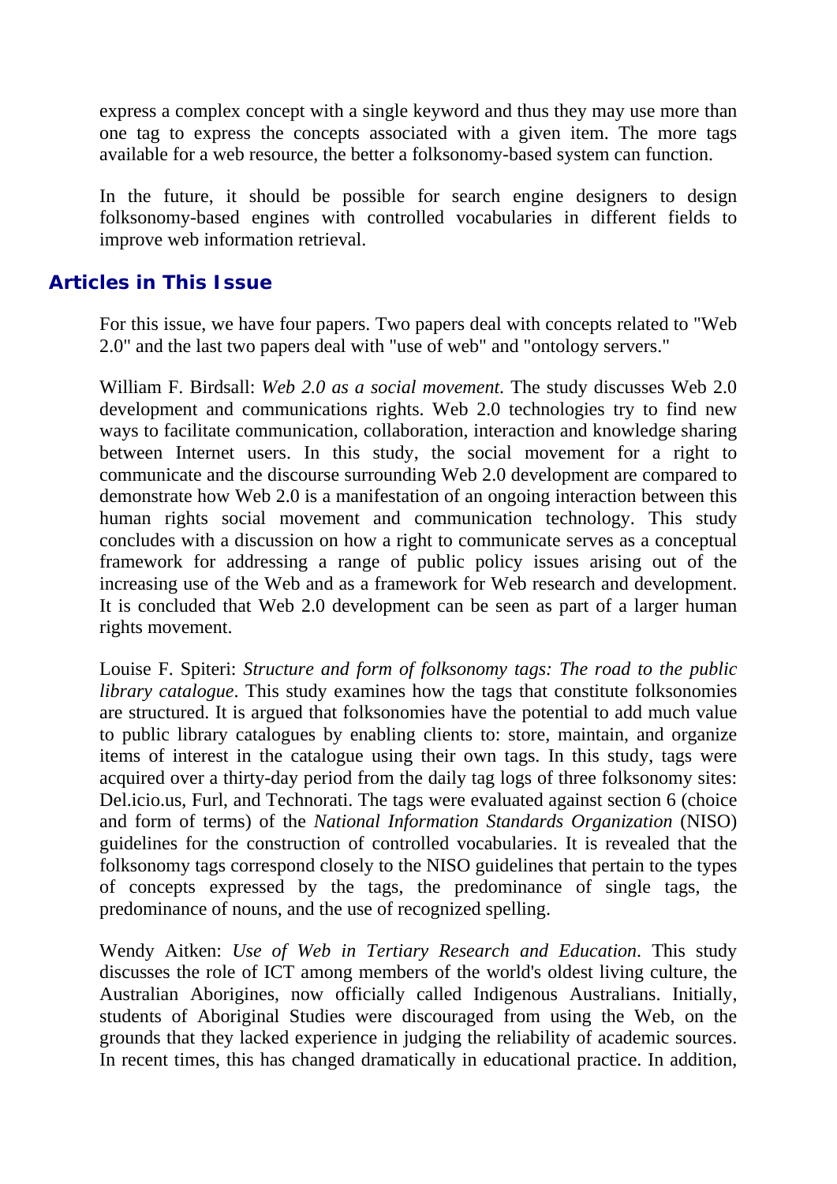express a complex concept with a single keyword and thus they may use more than one tag to express the concepts associated with a given item. The more tags available for a web resource, the better a folksonomy-based system can function.

In the future, it should be possible for search engine designers to design folksonomy-based engines with controlled vocabularies in different fields to improve web information retrieval.

## Articles in This Issue

For this issue, we have four papers. Two papers deal with concepts related to "Web 2.0" and the last two papers deal with "use of web" and "ontology servers."

William F. Birdsall: *Web 2.0 as a social movement*. The study discusses Web 2.0 development and communications rights. Web 2.0 technologies try to find new ways to facilitate communication, collaboration, interaction and knowledge sharing between Internet users. In this study, the social movement for a right to communicate and the discourse surrounding Web 2.0 development are compared to demonstrate how Web 2.0 is a manifestation of an ongoing interaction between this human rights social movement and communication technology. This study concludes with a discussion on how a right to communicate serves as a conceptual framework for addressing a range of public policy issues arising out of the increasing use of the Web and as a framework for Web research and development. It is concluded that Web 2.0 development can be seen as part of a larger human rights movement.

Louise F. Spiteri: *Structure and form of folksonomy tags: The road to the public library catalogue*. This study examines how the tags that constitute folksonomies are structured. It is argued that folksonomies have the potential to add much value to public library catalogues by enabling clients to: store, maintain, and organize items of interest in the catalogue using their own tags. In this study, tags were acquired over a thirty-day period from the daily tag logs of three folksonomy sites: Del.icio.us, Furl, and Technorati. The tags were evaluated against section 6 (choice and form of terms) of the *National Information Standards Organization* (NISO) guidelines for the construction of controlled vocabularies. It is revealed that the folksonomy tags correspond closely to the NISO guidelines that pertain to the types of concepts expressed by the tags, the predominance of single tags, the predominance of nouns, and the use of recognized spelling.

Wendy Aitken: *Use of Web in Tertiary Research and Education*. This study discusses the role of ICT among members of the world's oldest living culture, the Australian Aborigines, now officially called Indigenous Australians. Initially, students of Aboriginal Studies were discouraged from using the Web, on the grounds that they lacked experience in judging the reliability of academic sources. In recent times, this has changed dramatically in educational practice. In addition,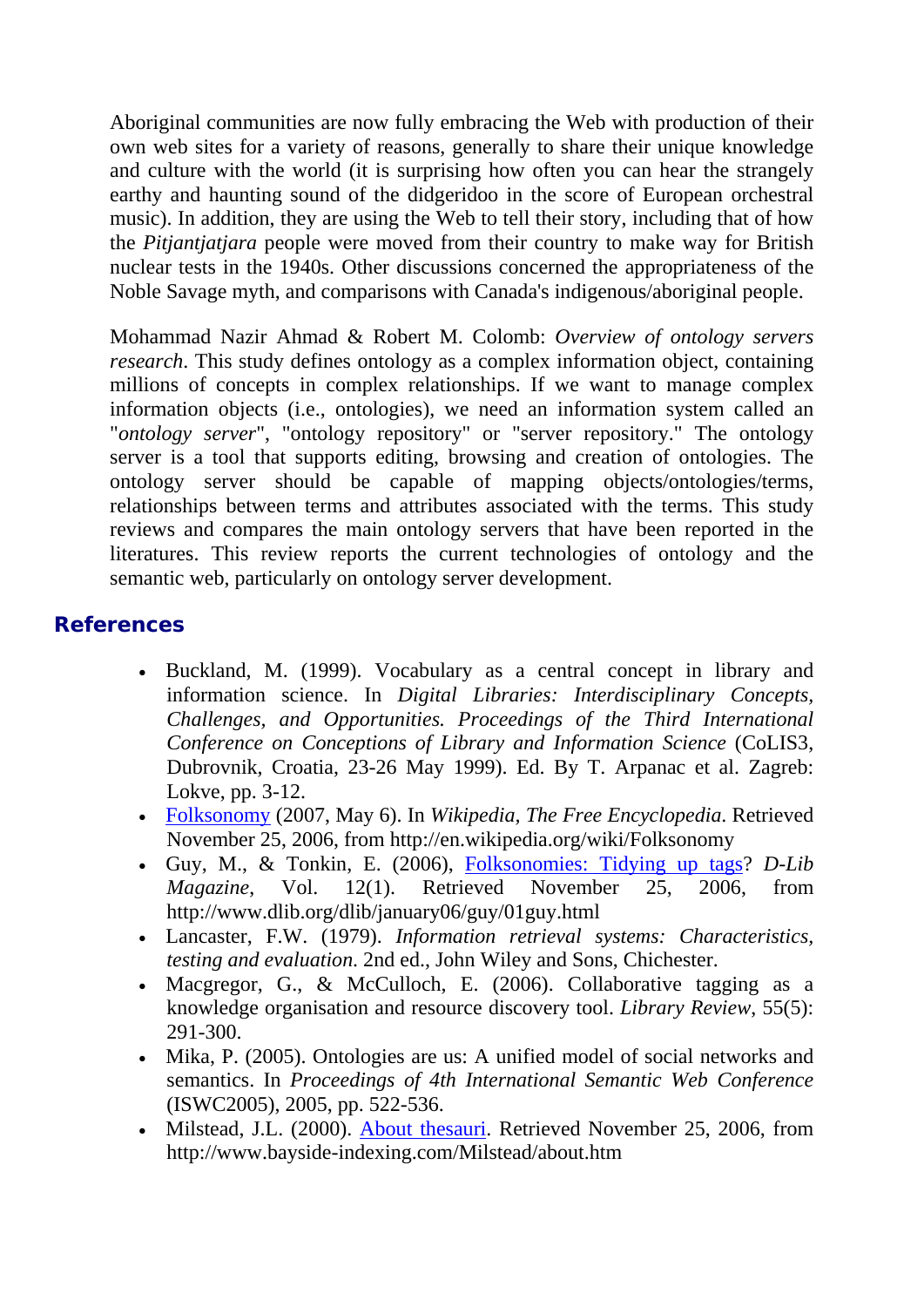Aboriginal communities are now fully embracing the Web with production of their own web sites for a variety of reasons, generally to share their unique knowledge and culture with the world (it is surprising how often you can hear the strangely earthy and haunting sound of the didgeridoo in the score of European orchestral music). In addition, they are using the Web to tell their story, including that of how the *Pitjantjatjara* people were moved from their country to make way for British nuclear tests in the 1940s. Other discussions concerned the appropriateness of the Noble Savage myth, and comparisons with Canada's indigenous/aboriginal people.

Mohammad Nazir Ahmad & Robert M. Colomb: *Overview of ontology servers research*. This study defines ontology as a complex information object, containing millions of concepts in complex relationships. If we want to manage complex information objects (i.e., ontologies), we need an information system called an "*ontology server*", "ontology repository" or "server repository." The ontology server is a tool that supports editing, browsing and creation of ontologies. The ontology server should be capable of mapping objects/ontologies/terms, relationships between terms and attributes associated with the terms. This study reviews and compares the main ontology servers that have been reported in the literatures. This review reports the current technologies of ontology and the semantic web, particularly on ontology server development.

## References

- Buckland, M. (1999). Vocabulary as a central concept in library and information science. In *Digital Libraries: Interdisciplinary Concepts, Challenges, and Opportunities. Proceedings of the Third International Conference on Conceptions of Library and Information Science* (CoLIS3, Dubrovnik, Croatia, 23-26 May 1999). Ed. By T. Arpanac et al. Zagreb: Lokve, pp. 3-12.
- Folksonomy (2007, May 6). In *Wikipedia, The Free Encyclopedia*. Retrieved November 25, 2006, from http://en.wikipedia.org/wiki/Folksonomy
- Guy, M., & Tonkin, E. (2006), Folksonomies: Tidying up tags? *D-Lib Magazine*, Vol. 12(1). Retrieved November 25, 2006, from http://www.dlib.org/dlib/january06/guy/01guy.html
- Lancaster, F.W. (1979). *Information retrieval systems: Characteristics, testing and evaluation.* 2nd ed., John Wiley and Sons, Chichester.
- Macgregor, G., & McCulloch, E. (2006). Collaborative tagging as a knowledge organisation and resource discovery tool. *Library Review*, 55(5): 291-300.
- Mika, P. (2005). Ontologies are us: A unified model of social networks and semantics. In *Proceedings of 4th International Semantic Web Conference* (ISWC2005), 2005, pp. 522-536.
- Milstead, J.L. (2000). About thesauri. Retrieved November 25, 2006, from http://www.bayside-indexing.com/Milstead/about.htm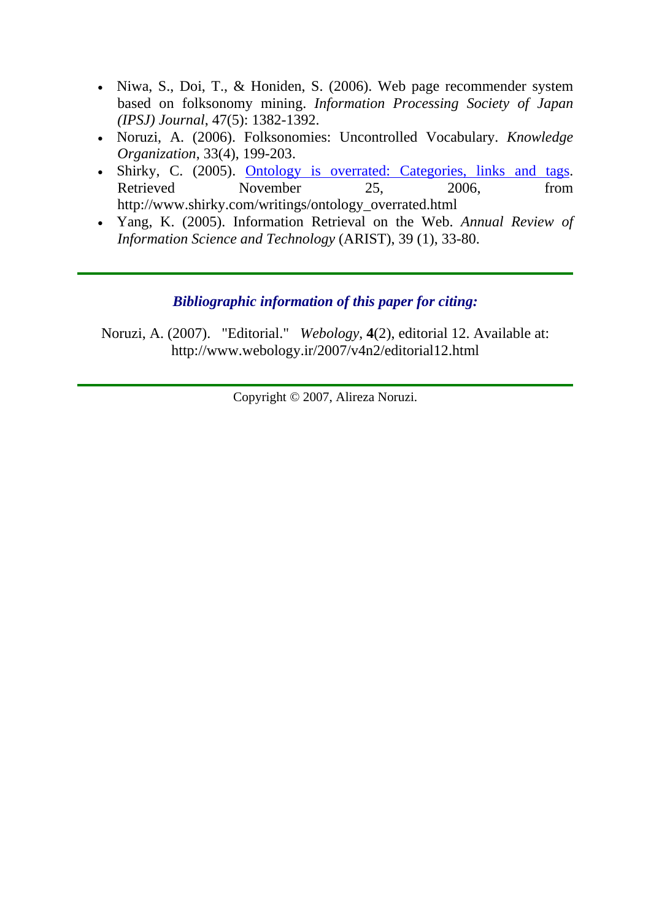- Niwa, S., Doi, T., & Honiden, S. (2006). Web page recommender system based on folksonomy mining. *Information Processing Society of Japan (IPSJ) Journal*, 47(5): 1382-1392.
- Noruzi, A. (2006). Folksonomies: Uncontrolled Vocabulary. *Knowledge Organization*, 33(4), 199-203.
- Shirky, C. (2005). Ontology is overrated: Categories, links and tags. Retrieved November 25, 2006, from http://www.shirky.com/writings/ontology_overrated.html
- Yang, K. (2005). Information Retrieval on the Web. *Annual Review of Information Science and Technology* (ARIST), 39 (1), 33-80.

---

***Bibliographic information of this paper for citing:***

Noruzi, A. (2007). "Editorial." *Webology*, **4**(2), editorial 12. Available at: http://www.webology.ir/2007/v4n2/editorial12.html

---

Copyright © 2007, Alireza Noruzi.